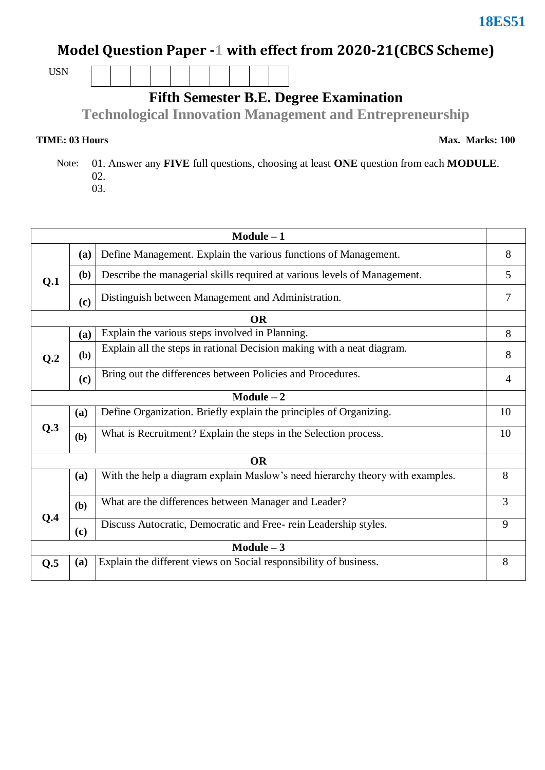**18ES51**

# Model Question Paper -1 with effect from 2020-21(CBCS Scheme)

USN | | | | | | | | | | |

## Fifth Semester B.E. Degree Examination

## Technological Innovation Management and Entrepreneurship

**TIME: 03 Hours** **Max. Marks: 100**

Note: 01. Answer any **FIVE** full questions, choosing at least **ONE** question from each **MODULE**.
02.
03.

| | | **Module – 1** | |
|---|---|---|---|
| **Q.1** | **(a)** | Define Management. Explain the various functions of Management. | 8 |
| | **(b)** | Describe the managerial skills required at various levels of Management. | 5 |
| | **(c)** | Distinguish between Management and Administration. | 7 |
| | | **OR** | |
| **Q.2** | **(a)** | Explain the various steps involved in Planning. | 8 |
| | **(b)** | Explain all the steps in rational Decision making with a neat diagram. | 8 |
| | **(c)** | Bring out the differences between Policies and Procedures. | 4 |
| | | **Module – 2** | |
| **Q.3** | **(a)** | Define Organization. Briefly explain the principles of Organizing. | 10 |
| | **(b)** | What is Recruitment? Explain the steps in the Selection process. | 10 |
| | | **OR** | |
| **Q.4** | **(a)** | With the help a diagram explain Maslow's need hierarchy theory with examples. | 8 |
| | **(b)** | What are the differences between Manager and Leader? | 3 |
| | **(c)** | Discuss Autocratic, Democratic and Free- rein Leadership styles. | 9 |
| | | **Module – 3** | |
| **Q.5** | **(a)** | Explain the different views on Social responsibility of business. | 8 |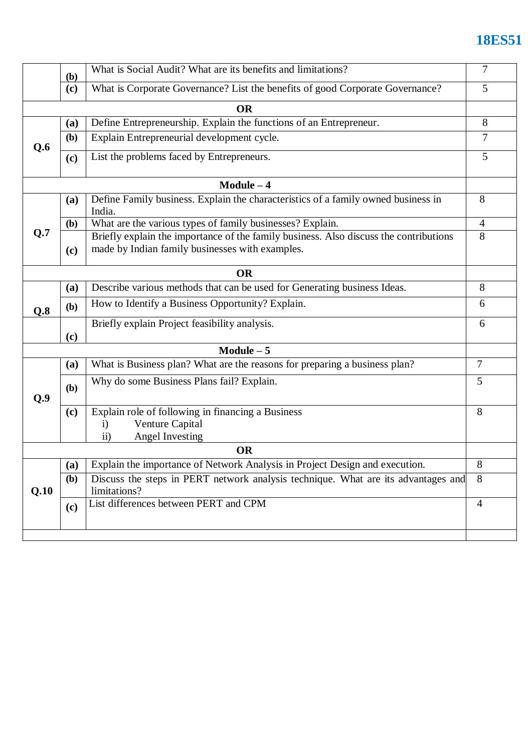| | | | |
|---|---|---|---|
| | (b) | What is Social Audit? What are its benefits and limitations? | 7 |
| | (c) | What is Corporate Governance? List the benefits of good Corporate Governance? | 5 |
| | | **OR** | |
| Q.6 | (a) | Define Entrepreneurship. Explain the functions of an Entrepreneur. | 8 |
| | (b) | Explain Entrepreneurial development cycle. | 7 |
| | (c) | List the problems faced by Entrepreneurs. | 5 |
| | | **Module – 4** | |
| Q.7 | (a) | Define Family business. Explain the characteristics of a family owned business in India. | 8 |
| | (b) | What are the various types of family businesses? Explain. | 4 |
| | (c) | Briefly explain the importance of the family business. Also discuss the contributions made by Indian family businesses with examples. | 8 |
| | | **OR** | |
| Q.8 | (a) | Describe various methods that can be used for Generating business Ideas. | 8 |
| | (b) | How to Identify a Business Opportunity? Explain. | 6 |
| | (c) | Briefly explain Project feasibility analysis. | 6 |
| | | **Module – 5** | |
| Q.9 | (a) | What is Business plan? What are the reasons for preparing a business plan? | 7 |
| | (b) | Why do some Business Plans fail? Explain. | 5 |
| | (c) | Explain role of following in financing a Business<br>i) Venture Capital<br>ii) Angel Investing | 8 |
| | | **OR** | |
| Q.10 | (a) | Explain the importance of Network Analysis in Project Design and execution. | 8 |
| | (b) | Discuss the steps in PERT network analysis technique. What are its advantages and limitations? | 8 |
| | (c) | List differences between PERT and CPM | 4 |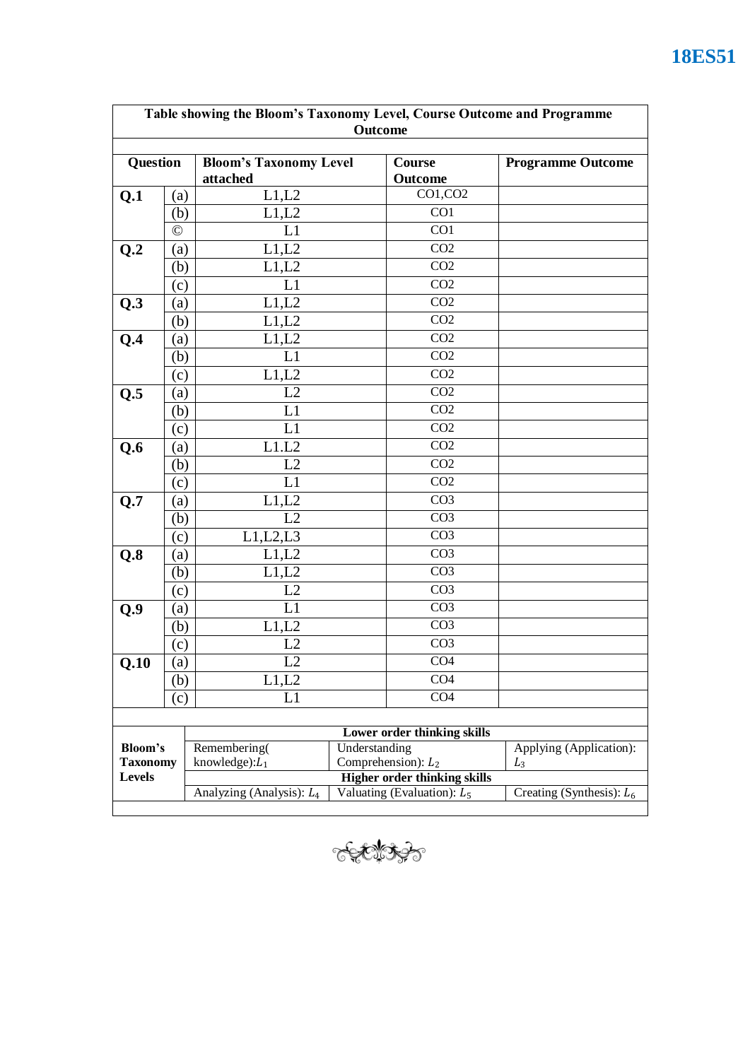**Table showing the Bloom's Taxonomy Level, Course Outcome and Programme Outcome**

| Question | | Bloom's Taxonomy Level attached | Course Outcome | Programme Outcome |
|---|---|---|---|---|
| **Q.1** | (a) | L1,L2 | CO1,CO2 | |
| | (b) | L1,L2 | CO1 | |
| | © | L1 | CO1 | |
| **Q.2** | (a) | L1,L2 | CO2 | |
| | (b) | L1,L2 | CO2 | |
| | (c) | L1 | CO2 | |
| **Q.3** | (a) | L1,L2 | CO2 | |
| | (b) | L1,L2 | CO2 | |
| **Q.4** | (a) | L1,L2 | CO2 | |
| | (b) | L1 | CO2 | |
| | (c) | L1,L2 | CO2 | |
| **Q.5** | (a) | L2 | CO2 | |
| | (b) | L1 | CO2 | |
| | (c) | L1 | CO2 | |
| **Q.6** | (a) | L1.L2 | CO2 | |
| | (b) | L2 | CO2 | |
| | (c) | L1 | CO2 | |
| **Q.7** | (a) | L1,L2 | CO3 | |
| | (b) | L2 | CO3 | |
| | (c) | L1,L2,L3 | CO3 | |
| **Q.8** | (a) | L1,L2 | CO3 | |
| | (b) | L1,L2 | CO3 | |
| | (c) | L2 | CO3 | |
| **Q.9** | (a) | L1 | CO3 | |
| | (b) | L1,L2 | CO3 | |
| | (c) | L2 | CO3 | |
| **Q.10** | (a) | L2 | CO4 | |
| | (b) | L1,L2 | CO4 | |
| | (c) | L1 | CO4 | |

| | | | |
|---|---|---|---|
| **Bloom's Taxonomy Levels** | **Lower order thinking skills** | | |
| | Remembering( knowledge):$L_1$ | Understanding Comprehension): $L_2$ | Applying (Application): $L_3$ |
| | **Higher order thinking skills** | | |
| | Analyzing (Analysis): $L_4$ | Valuating (Evaluation): $L_5$ | Creating (Synthesis): $L_6$ |